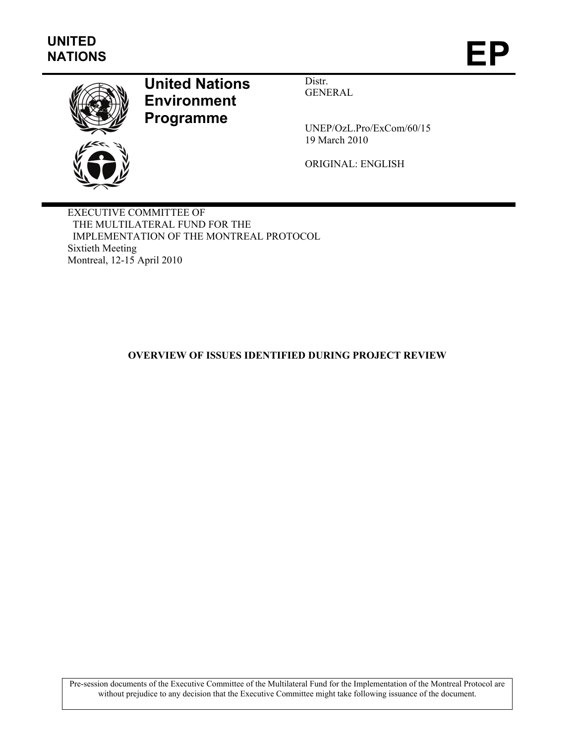UNITED NATIONS

# EP

**United Nations Environment Programme**

Distr.
GENERAL

UNEP/OzL.Pro/ExCom/60/15
19 March 2010

ORIGINAL: ENGLISH

EXECUTIVE COMMITTEE OF
THE MULTILATERAL FUND FOR THE
IMPLEMENTATION OF THE MONTREAL PROTOCOL
Sixtieth Meeting
Montreal, 12-15 April 2010

## OVERVIEW OF ISSUES IDENTIFIED DURING PROJECT REVIEW

Pre-session documents of the Executive Committee of the Multilateral Fund for the Implementation of the Montreal Protocol are without prejudice to any decision that the Executive Committee might take following issuance of the document.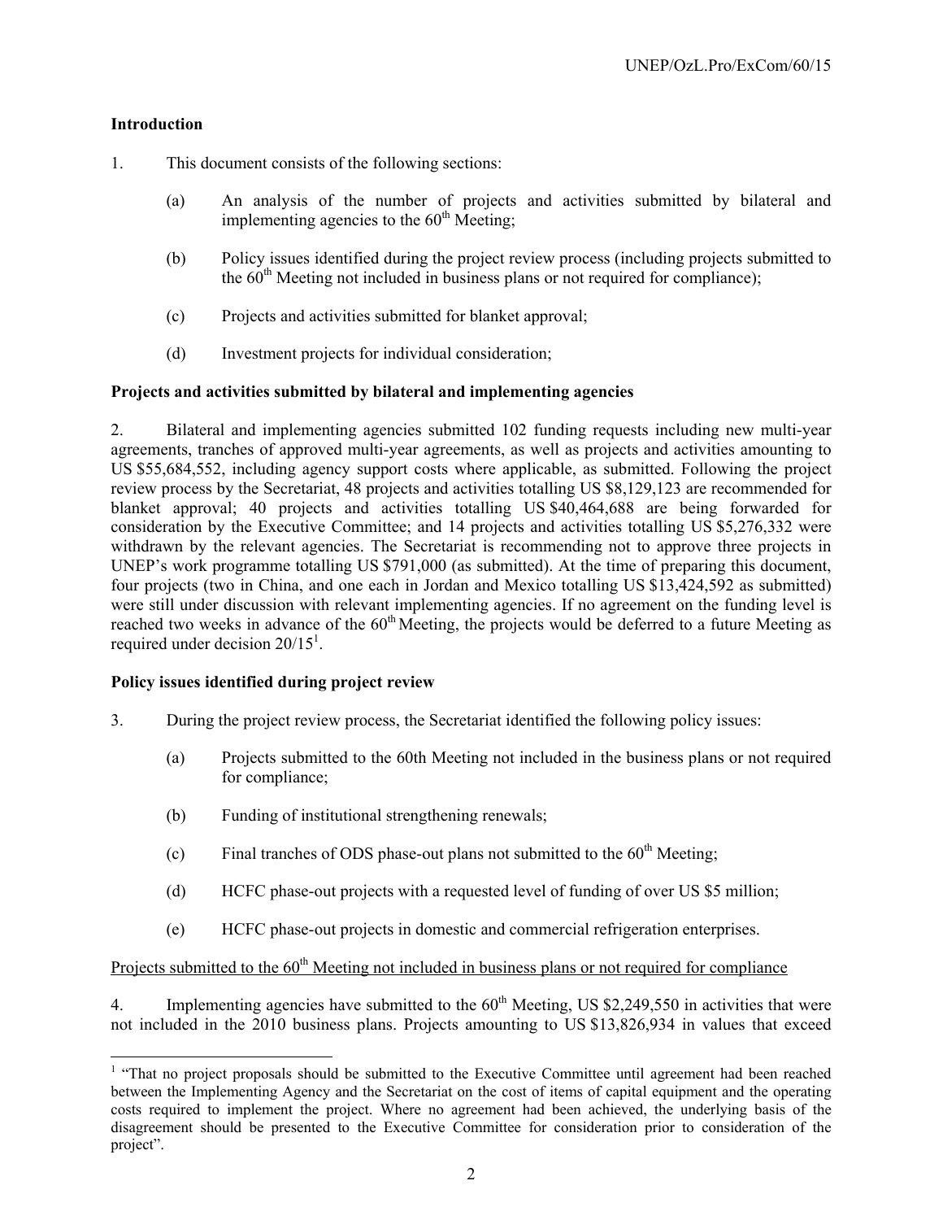**Introduction**

1. This document consists of the following sections:

   (a) An analysis of the number of projects and activities submitted by bilateral and implementing agencies to the 60th Meeting;

   (b) Policy issues identified during the project review process (including projects submitted to the 60th Meeting not included in business plans or not required for compliance);

   (c) Projects and activities submitted for blanket approval;

   (d) Investment projects for individual consideration;

**Projects and activities submitted by bilateral and implementing agencies**

2. Bilateral and implementing agencies submitted 102 funding requests including new multi-year agreements, tranches of approved multi-year agreements, as well as projects and activities amounting to US $55,684,552, including agency support costs where applicable, as submitted. Following the project review process by the Secretariat, 48 projects and activities totalling US $8,129,123 are recommended for blanket approval; 40 projects and activities totalling US $40,464,688 are being forwarded for consideration by the Executive Committee; and 14 projects and activities totalling US $5,276,332 were withdrawn by the relevant agencies. The Secretariat is recommending not to approve three projects in UNEP's work programme totalling US $791,000 (as submitted). At the time of preparing this document, four projects (two in China, and one each in Jordan and Mexico totalling US $13,424,592 as submitted) were still under discussion with relevant implementing agencies. If no agreement on the funding level is reached two weeks in advance of the 60th Meeting, the projects would be deferred to a future Meeting as required under decision 20/15[1].

**Policy issues identified during project review**

3. During the project review process, the Secretariat identified the following policy issues:

   (a) Projects submitted to the 60th Meeting not included in the business plans or not required for compliance;

   (b) Funding of institutional strengthening renewals;

   (c) Final tranches of ODS phase-out plans not submitted to the 60th Meeting;

   (d) HCFC phase-out projects with a requested level of funding of over US $5 million;

   (e) HCFC phase-out projects in domestic and commercial refrigeration enterprises.

<u>Projects submitted to the 60th Meeting not included in business plans or not required for compliance</u>

4. Implementing agencies have submitted to the 60th Meeting, US $2,249,550 in activities that were not included in the 2010 business plans. Projects amounting to US $13,826,934 in values that exceed

---

[1] "That no project proposals should be submitted to the Executive Committee until agreement had been reached between the Implementing Agency and the Secretariat on the cost of items of capital equipment and the operating costs required to implement the project. Where no agreement had been achieved, the underlying basis of the disagreement should be presented to the Executive Committee for consideration prior to consideration of the project".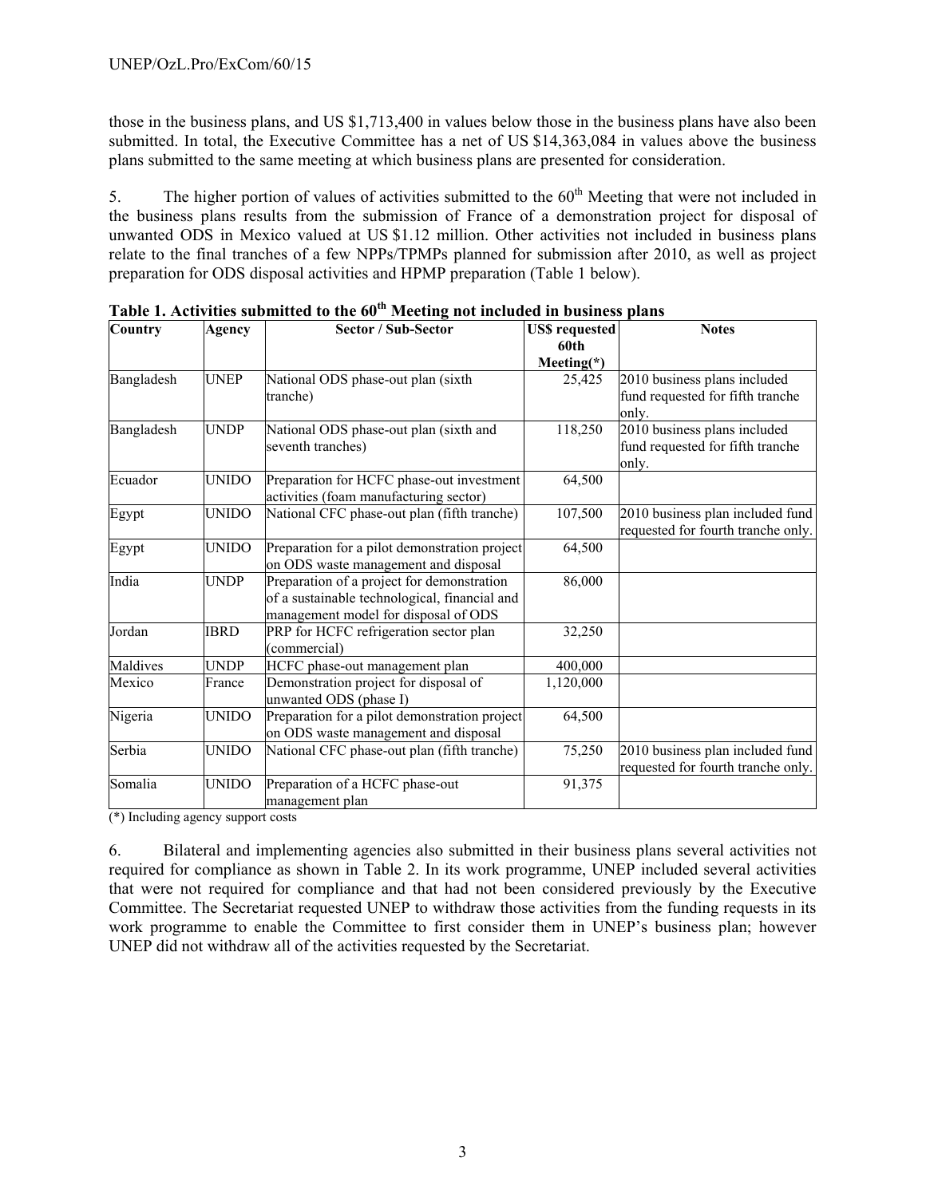those in the business plans, and US $1,713,400 in values below those in the business plans have also been submitted. In total, the Executive Committee has a net of US $14,363,084 in values above the business plans submitted to the same meeting at which business plans are presented for consideration.

5. The higher portion of values of activities submitted to the 60th Meeting that were not included in the business plans results from the submission of France of a demonstration project for disposal of unwanted ODS in Mexico valued at US $1.12 million. Other activities not included in business plans relate to the final tranches of a few NPPs/TPMPs planned for submission after 2010, as well as project preparation for ODS disposal activities and HPMP preparation (Table 1 below).

**Table 1. Activities submitted to the 60th Meeting not included in business plans**

| Country | Agency | Sector / Sub-Sector | US$ requested 60th Meeting(*) | Notes |
|---|---|---|---|---|
| Bangladesh | UNEP | National ODS phase-out plan (sixth tranche) | 25,425 | 2010 business plans included fund requested for fifth tranche only. |
| Bangladesh | UNDP | National ODS phase-out plan (sixth and seventh tranches) | 118,250 | 2010 business plans included fund requested for fifth tranche only. |
| Ecuador | UNIDO | Preparation for HCFC phase-out investment activities (foam manufacturing sector) | 64,500 | |
| Egypt | UNIDO | National CFC phase-out plan (fifth tranche) | 107,500 | 2010 business plan included fund requested for fourth tranche only. |
| Egypt | UNIDO | Preparation for a pilot demonstration project on ODS waste management and disposal | 64,500 | |
| India | UNDP | Preparation of a project for demonstration of a sustainable technological, financial and management model for disposal of ODS | 86,000 | |
| Jordan | IBRD | PRP for HCFC refrigeration sector plan (commercial) | 32,250 | |
| Maldives | UNDP | HCFC phase-out management plan | 400,000 | |
| Mexico | France | Demonstration project for disposal of unwanted ODS (phase I) | 1,120,000 | |
| Nigeria | UNIDO | Preparation for a pilot demonstration project on ODS waste management and disposal | 64,500 | |
| Serbia | UNIDO | National CFC phase-out plan (fifth tranche) | 75,250 | 2010 business plan included fund requested for fourth tranche only. |
| Somalia | UNIDO | Preparation of a HCFC phase-out management plan | 91,375 | |

(*) Including agency support costs

6. Bilateral and implementing agencies also submitted in their business plans several activities not required for compliance as shown in Table 2. In its work programme, UNEP included several activities that were not required for compliance and that had not been considered previously by the Executive Committee. The Secretariat requested UNEP to withdraw those activities from the funding requests in its work programme to enable the Committee to first consider them in UNEP's business plan; however UNEP did not withdraw all of the activities requested by the Secretariat.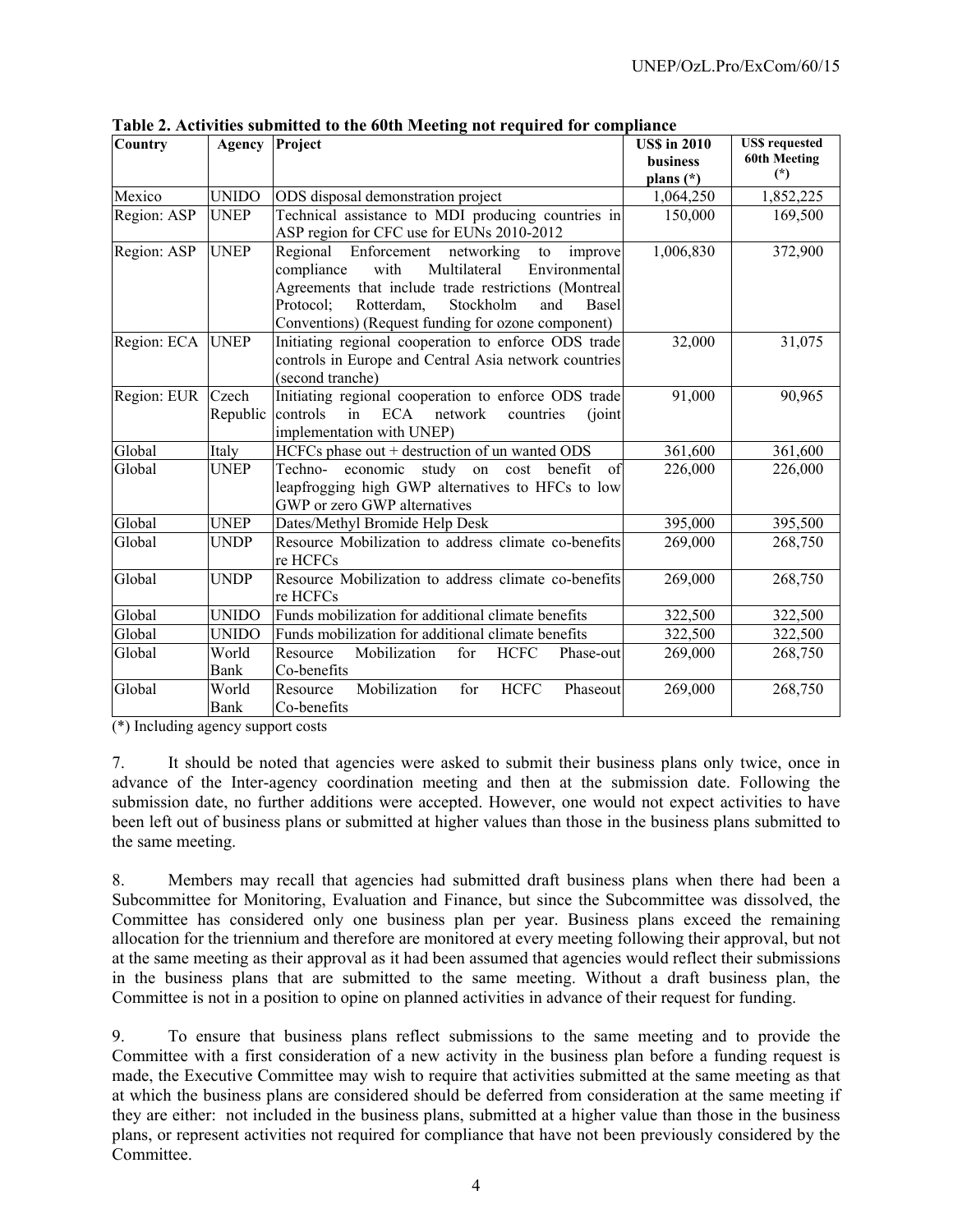**Table 2. Activities submitted to the 60th Meeting not required for compliance**

| Country | Agency | Project | US$ in 2010 business plans (*) | US$ requested 60th Meeting (*) |
|---|---|---|---|---|
| Mexico | UNIDO | ODS disposal demonstration project | 1,064,250 | 1,852,225 |
| Region: ASP | UNEP | Technical assistance to MDI producing countries in ASP region for CFC use for EUNs 2010-2012 | 150,000 | 169,500 |
| Region: ASP | UNEP | Regional Enforcement networking to improve compliance with Multilateral Environmental Agreements that include trade restrictions (Montreal Protocol; Rotterdam, Stockholm and Basel Conventions) (Request funding for ozone component) | 1,006,830 | 372,900 |
| Region: ECA | UNEP | Initiating regional cooperation to enforce ODS trade controls in Europe and Central Asia network countries (second tranche) | 32,000 | 31,075 |
| Region: EUR | Czech Republic | Initiating regional cooperation to enforce ODS trade controls in ECA network countries (joint implementation with UNEP) | 91,000 | 90,965 |
| Global | Italy | HCFCs phase out + destruction of un wanted ODS | 361,600 | 361,600 |
| Global | UNEP | Techno- economic study on cost benefit of leapfrogging high GWP alternatives to HFCs to low GWP or zero GWP alternatives | 226,000 | 226,000 |
| Global | UNEP | Dates/Methyl Bromide Help Desk | 395,000 | 395,500 |
| Global | UNDP | Resource Mobilization to address climate co-benefits re HCFCs | 269,000 | 268,750 |
| Global | UNDP | Resource Mobilization to address climate co-benefits re HCFCs | 269,000 | 268,750 |
| Global | UNIDO | Funds mobilization for additional climate benefits | 322,500 | 322,500 |
| Global | UNIDO | Funds mobilization for additional climate benefits | 322,500 | 322,500 |
| Global | World Bank | Resource Mobilization for HCFC Phase-out Co-benefits | 269,000 | 268,750 |
| Global | World Bank | Resource Mobilization for HCFC Phaseout Co-benefits | 269,000 | 268,750 |

(*) Including agency support costs

7. It should be noted that agencies were asked to submit their business plans only twice, once in advance of the Inter-agency coordination meeting and then at the submission date. Following the submission date, no further additions were accepted. However, one would not expect activities to have been left out of business plans or submitted at higher values than those in the business plans submitted to the same meeting.

8. Members may recall that agencies had submitted draft business plans when there had been a Subcommittee for Monitoring, Evaluation and Finance, but since the Subcommittee was dissolved, the Committee has considered only one business plan per year. Business plans exceed the remaining allocation for the triennium and therefore are monitored at every meeting following their approval, but not at the same meeting as their approval as it had been assumed that agencies would reflect their submissions in the business plans that are submitted to the same meeting. Without a draft business plan, the Committee is not in a position to opine on planned activities in advance of their request for funding.

9. To ensure that business plans reflect submissions to the same meeting and to provide the Committee with a first consideration of a new activity in the business plan before a funding request is made, the Executive Committee may wish to require that activities submitted at the same meeting as that at which the business plans are considered should be deferred from consideration at the same meeting if they are either: not included in the business plans, submitted at a higher value than those in the business plans, or represent activities not required for compliance that have not been previously considered by the Committee.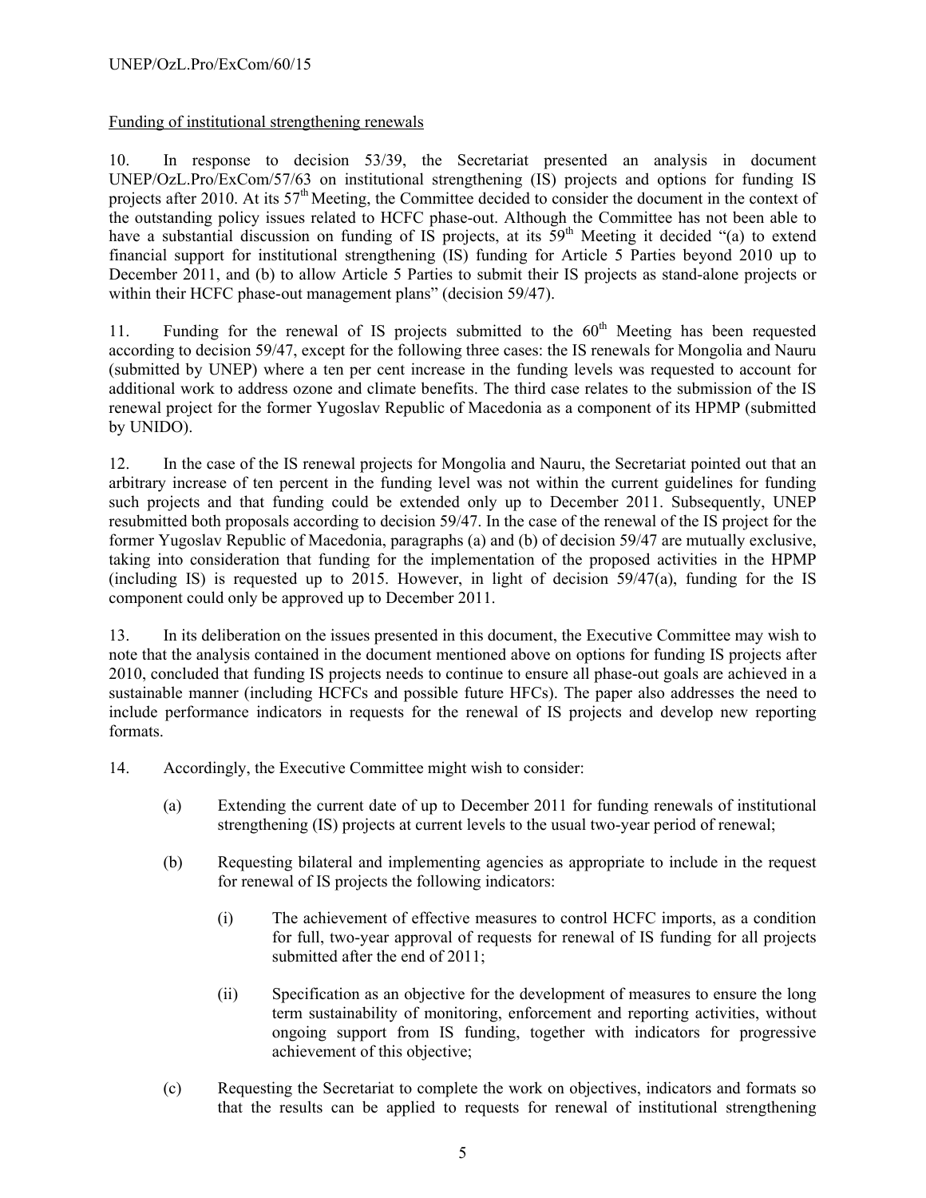Funding of institutional strengthening renewals

10. In response to decision 53/39, the Secretariat presented an analysis in document UNEP/OzL.Pro/ExCom/57/63 on institutional strengthening (IS) projects and options for funding IS projects after 2010. At its 57th Meeting, the Committee decided to consider the document in the context of the outstanding policy issues related to HCFC phase-out. Although the Committee has not been able to have a substantial discussion on funding of IS projects, at its 59th Meeting it decided "(a) to extend financial support for institutional strengthening (IS) funding for Article 5 Parties beyond 2010 up to December 2011, and (b) to allow Article 5 Parties to submit their IS projects as stand-alone projects or within their HCFC phase-out management plans" (decision 59/47).

11. Funding for the renewal of IS projects submitted to the 60th Meeting has been requested according to decision 59/47, except for the following three cases: the IS renewals for Mongolia and Nauru (submitted by UNEP) where a ten per cent increase in the funding levels was requested to account for additional work to address ozone and climate benefits. The third case relates to the submission of the IS renewal project for the former Yugoslav Republic of Macedonia as a component of its HPMP (submitted by UNIDO).

12. In the case of the IS renewal projects for Mongolia and Nauru, the Secretariat pointed out that an arbitrary increase of ten percent in the funding level was not within the current guidelines for funding such projects and that funding could be extended only up to December 2011. Subsequently, UNEP resubmitted both proposals according to decision 59/47. In the case of the renewal of the IS project for the former Yugoslav Republic of Macedonia, paragraphs (a) and (b) of decision 59/47 are mutually exclusive, taking into consideration that funding for the implementation of the proposed activities in the HPMP (including IS) is requested up to 2015. However, in light of decision 59/47(a), funding for the IS component could only be approved up to December 2011.

13. In its deliberation on the issues presented in this document, the Executive Committee may wish to note that the analysis contained in the document mentioned above on options for funding IS projects after 2010, concluded that funding IS projects needs to continue to ensure all phase-out goals are achieved in a sustainable manner (including HCFCs and possible future HFCs). The paper also addresses the need to include performance indicators in requests for the renewal of IS projects and develop new reporting formats.

14. Accordingly, the Executive Committee might wish to consider:

(a) Extending the current date of up to December 2011 for funding renewals of institutional strengthening (IS) projects at current levels to the usual two-year period of renewal;

(b) Requesting bilateral and implementing agencies as appropriate to include in the request for renewal of IS projects the following indicators:

(i) The achievement of effective measures to control HCFC imports, as a condition for full, two-year approval of requests for renewal of IS funding for all projects submitted after the end of 2011;

(ii) Specification as an objective for the development of measures to ensure the long term sustainability of monitoring, enforcement and reporting activities, without ongoing support from IS funding, together with indicators for progressive achievement of this objective;

(c) Requesting the Secretariat to complete the work on objectives, indicators and formats so that the results can be applied to requests for renewal of institutional strengthening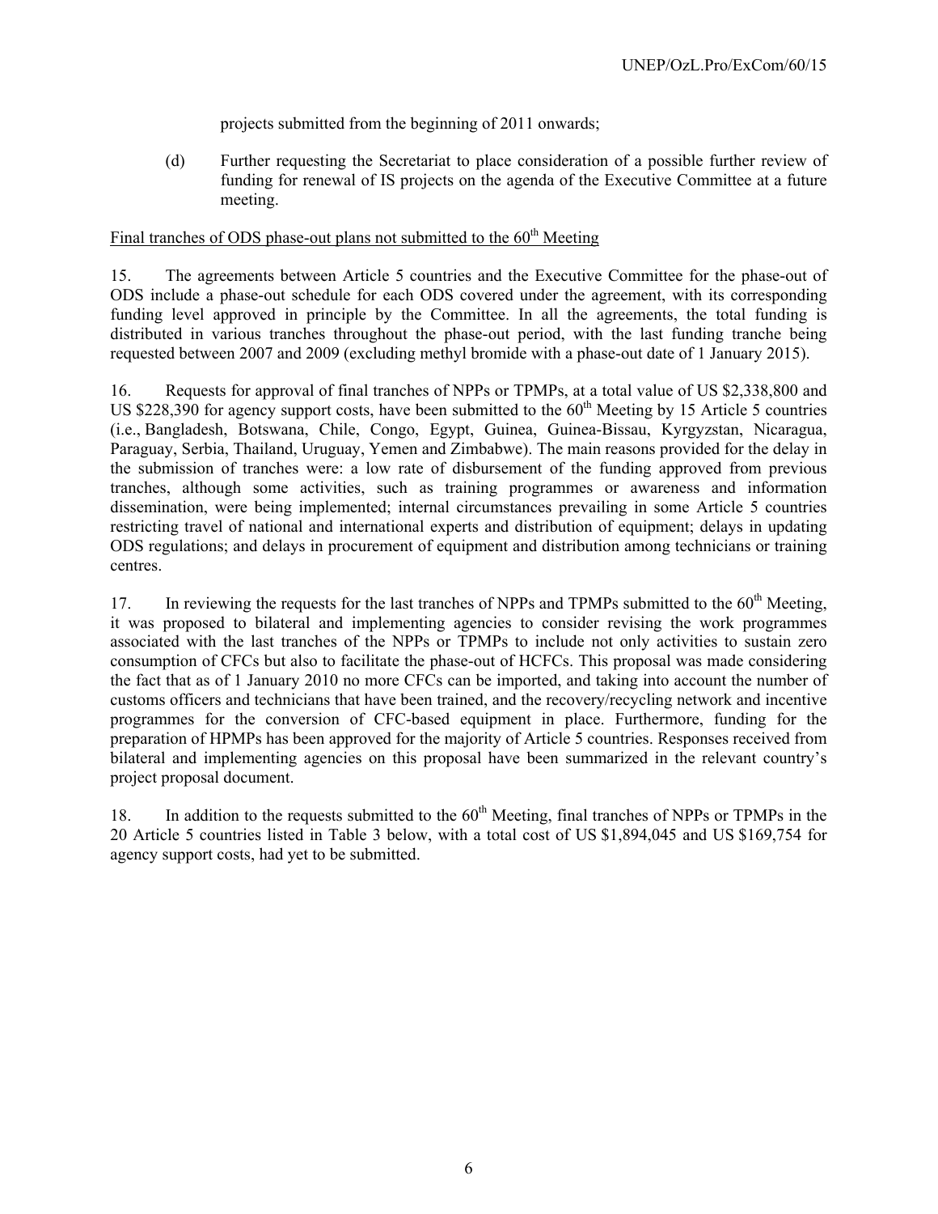projects submitted from the beginning of 2011 onwards;

(d) Further requesting the Secretariat to place consideration of a possible further review of funding for renewal of IS projects on the agenda of the Executive Committee at a future meeting.

<u>Final tranches of ODS phase-out plans not submitted to the 60th Meeting</u>

15. The agreements between Article 5 countries and the Executive Committee for the phase-out of ODS include a phase-out schedule for each ODS covered under the agreement, with its corresponding funding level approved in principle by the Committee. In all the agreements, the total funding is distributed in various tranches throughout the phase-out period, with the last funding tranche being requested between 2007 and 2009 (excluding methyl bromide with a phase-out date of 1 January 2015).

16. Requests for approval of final tranches of NPPs or TPMPs, at a total value of US $2,338,800 and US $228,390 for agency support costs, have been submitted to the 60th Meeting by 15 Article 5 countries (i.e., Bangladesh, Botswana, Chile, Congo, Egypt, Guinea, Guinea-Bissau, Kyrgyzstan, Nicaragua, Paraguay, Serbia, Thailand, Uruguay, Yemen and Zimbabwe). The main reasons provided for the delay in the submission of tranches were: a low rate of disbursement of the funding approved from previous tranches, although some activities, such as training programmes or awareness and information dissemination, were being implemented; internal circumstances prevailing in some Article 5 countries restricting travel of national and international experts and distribution of equipment; delays in updating ODS regulations; and delays in procurement of equipment and distribution among technicians or training centres.

17. In reviewing the requests for the last tranches of NPPs and TPMPs submitted to the 60th Meeting, it was proposed to bilateral and implementing agencies to consider revising the work programmes associated with the last tranches of the NPPs or TPMPs to include not only activities to sustain zero consumption of CFCs but also to facilitate the phase-out of HCFCs. This proposal was made considering the fact that as of 1 January 2010 no more CFCs can be imported, and taking into account the number of customs officers and technicians that have been trained, and the recovery/recycling network and incentive programmes for the conversion of CFC-based equipment in place. Furthermore, funding for the preparation of HPMPs has been approved for the majority of Article 5 countries. Responses received from bilateral and implementing agencies on this proposal have been summarized in the relevant country's project proposal document.

18. In addition to the requests submitted to the 60th Meeting, final tranches of NPPs or TPMPs in the 20 Article 5 countries listed in Table 3 below, with a total cost of US $1,894,045 and US $169,754 for agency support costs, had yet to be submitted.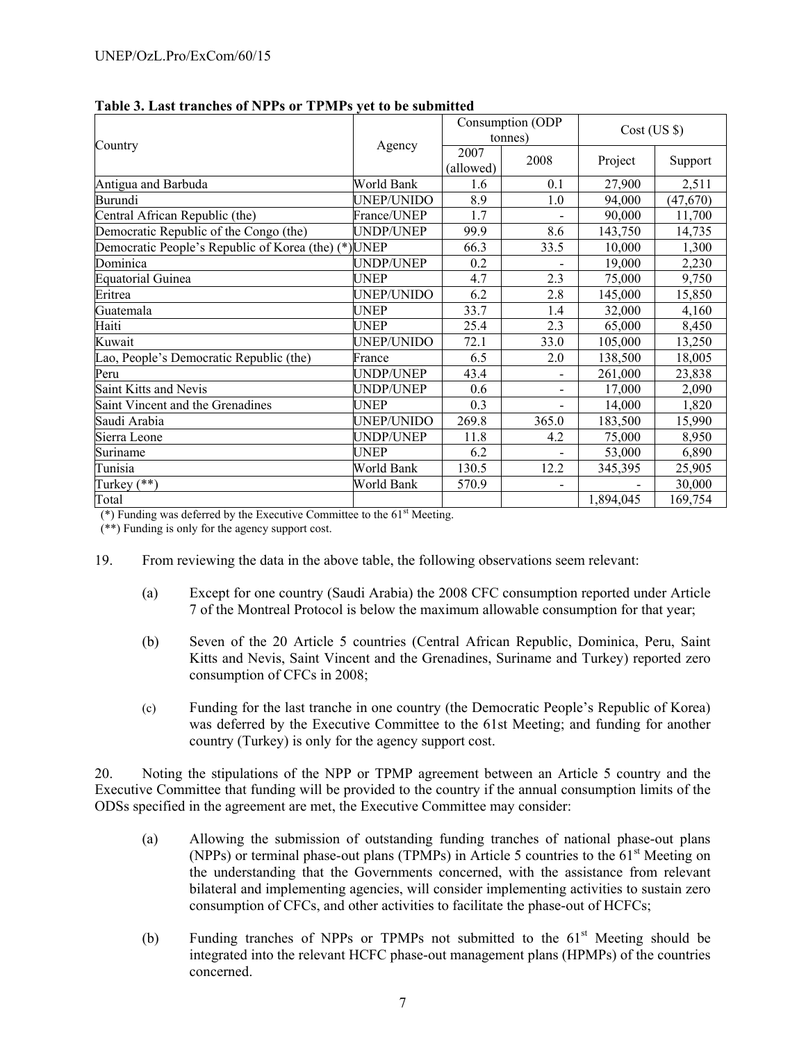**Table 3. Last tranches of NPPs or TPMPs yet to be submitted**

| Country | Agency | Consumption (ODP tonnes) | | Cost (US $) | |
|---|---|---|---|---|---|
| | | 2007 (allowed) | 2008 | Project | Support |
| Antigua and Barbuda | World Bank | 1.6 | 0.1 | 27,900 | 2,511 |
| Burundi | UNEP/UNIDO | 8.9 | 1.0 | 94,000 | (47,670) |
| Central African Republic (the) | France/UNEP | 1.7 | - | 90,000 | 11,700 |
| Democratic Republic of the Congo (the) | UNDP/UNEP | 99.9 | 8.6 | 143,750 | 14,735 |
| Democratic People's Republic of Korea (the) (*) | UNEP | 66.3 | 33.5 | 10,000 | 1,300 |
| Dominica | UNDP/UNEP | 0.2 | - | 19,000 | 2,230 |
| Equatorial Guinea | UNEP | 4.7 | 2.3 | 75,000 | 9,750 |
| Eritrea | UNEP/UNIDO | 6.2 | 2.8 | 145,000 | 15,850 |
| Guatemala | UNEP | 33.7 | 1.4 | 32,000 | 4,160 |
| Haiti | UNEP | 25.4 | 2.3 | 65,000 | 8,450 |
| Kuwait | UNEP/UNIDO | 72.1 | 33.0 | 105,000 | 13,250 |
| Lao, People's Democratic Republic (the) | France | 6.5 | 2.0 | 138,500 | 18,005 |
| Peru | UNDP/UNEP | 43.4 | - | 261,000 | 23,838 |
| Saint Kitts and Nevis | UNDP/UNEP | 0.6 | - | 17,000 | 2,090 |
| Saint Vincent and the Grenadines | UNEP | 0.3 | - | 14,000 | 1,820 |
| Saudi Arabia | UNEP/UNIDO | 269.8 | 365.0 | 183,500 | 15,990 |
| Sierra Leone | UNDP/UNEP | 11.8 | 4.2 | 75,000 | 8,950 |
| Suriname | UNEP | 6.2 | - | 53,000 | 6,890 |
| Tunisia | World Bank | 130.5 | 12.2 | 345,395 | 25,905 |
| Turkey (**) | World Bank | 570.9 | - | - | 30,000 |
| Total | | | | 1,894,045 | 169,754 |

(*) Funding was deferred by the Executive Committee to the 61st Meeting.

(**) Funding is only for the agency support cost.

19. From reviewing the data in the above table, the following observations seem relevant:

(a) Except for one country (Saudi Arabia) the 2008 CFC consumption reported under Article 7 of the Montreal Protocol is below the maximum allowable consumption for that year;

(b) Seven of the 20 Article 5 countries (Central African Republic, Dominica, Peru, Saint Kitts and Nevis, Saint Vincent and the Grenadines, Suriname and Turkey) reported zero consumption of CFCs in 2008;

(c) Funding for the last tranche in one country (the Democratic People's Republic of Korea) was deferred by the Executive Committee to the 61st Meeting; and funding for another country (Turkey) is only for the agency support cost.

20. Noting the stipulations of the NPP or TPMP agreement between an Article 5 country and the Executive Committee that funding will be provided to the country if the annual consumption limits of the ODSs specified in the agreement are met, the Executive Committee may consider:

(a) Allowing the submission of outstanding funding tranches of national phase-out plans (NPPs) or terminal phase-out plans (TPMPs) in Article 5 countries to the 61st Meeting on the understanding that the Governments concerned, with the assistance from relevant bilateral and implementing agencies, will consider implementing activities to sustain zero consumption of CFCs, and other activities to facilitate the phase-out of HCFCs;

(b) Funding tranches of NPPs or TPMPs not submitted to the 61st Meeting should be integrated into the relevant HCFC phase-out management plans (HPMPs) of the countries concerned.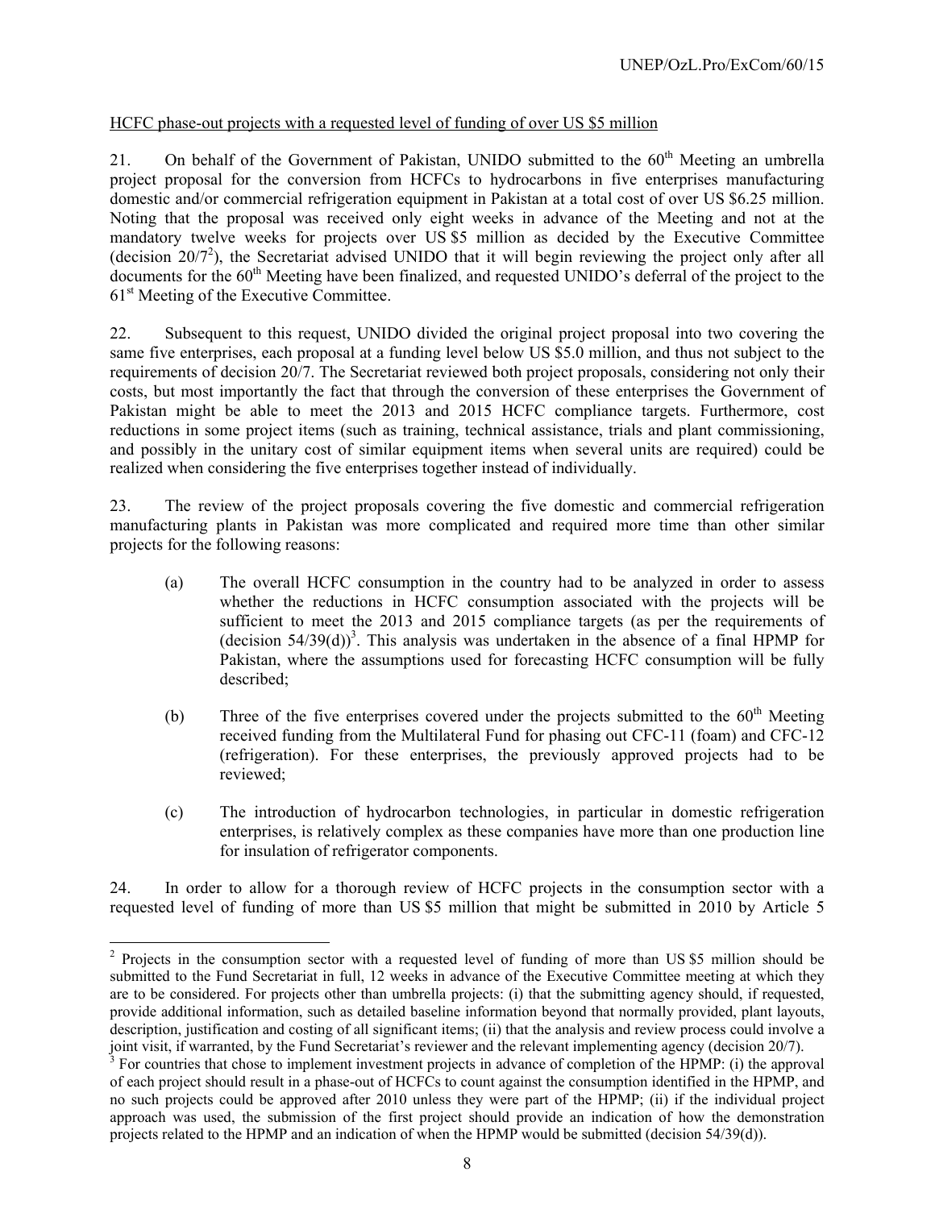HCFC phase-out projects with a requested level of funding of over US $5 million

21. On behalf of the Government of Pakistan, UNIDO submitted to the 60th Meeting an umbrella project proposal for the conversion from HCFCs to hydrocarbons in five enterprises manufacturing domestic and/or commercial refrigeration equipment in Pakistan at a total cost of over US $6.25 million. Noting that the proposal was received only eight weeks in advance of the Meeting and not at the mandatory twelve weeks for projects over US $5 million as decided by the Executive Committee (decision 20/7[2]), the Secretariat advised UNIDO that it will begin reviewing the project only after all documents for the 60th Meeting have been finalized, and requested UNIDO's deferral of the project to the 61st Meeting of the Executive Committee.

22. Subsequent to this request, UNIDO divided the original project proposal into two covering the same five enterprises, each proposal at a funding level below US $5.0 million, and thus not subject to the requirements of decision 20/7. The Secretariat reviewed both project proposals, considering not only their costs, but most importantly the fact that through the conversion of these enterprises the Government of Pakistan might be able to meet the 2013 and 2015 HCFC compliance targets. Furthermore, cost reductions in some project items (such as training, technical assistance, trials and plant commissioning, and possibly in the unitary cost of similar equipment items when several units are required) could be realized when considering the five enterprises together instead of individually.

23. The review of the project proposals covering the five domestic and commercial refrigeration manufacturing plants in Pakistan was more complicated and required more time than other similar projects for the following reasons:

(a) The overall HCFC consumption in the country had to be analyzed in order to assess whether the reductions in HCFC consumption associated with the projects will be sufficient to meet the 2013 and 2015 compliance targets (as per the requirements of (decision 54/39(d))[3]. This analysis was undertaken in the absence of a final HPMP for Pakistan, where the assumptions used for forecasting HCFC consumption will be fully described;

(b) Three of the five enterprises covered under the projects submitted to the 60th Meeting received funding from the Multilateral Fund for phasing out CFC-11 (foam) and CFC-12 (refrigeration). For these enterprises, the previously approved projects had to be reviewed;

(c) The introduction of hydrocarbon technologies, in particular in domestic refrigeration enterprises, is relatively complex as these companies have more than one production line for insulation of refrigerator components.

24. In order to allow for a thorough review of HCFC projects in the consumption sector with a requested level of funding of more than US $5 million that might be submitted in 2010 by Article 5

---

[2] Projects in the consumption sector with a requested level of funding of more than US $5 million should be submitted to the Fund Secretariat in full, 12 weeks in advance of the Executive Committee meeting at which they are to be considered. For projects other than umbrella projects: (i) that the submitting agency should, if requested, provide additional information, such as detailed baseline information beyond that normally provided, plant layouts, description, justification and costing of all significant items; (ii) that the analysis and review process could involve a joint visit, if warranted, by the Fund Secretariat's reviewer and the relevant implementing agency (decision 20/7).

[3] For countries that chose to implement investment projects in advance of completion of the HPMP: (i) the approval of each project should result in a phase-out of HCFCs to count against the consumption identified in the HPMP, and no such projects could be approved after 2010 unless they were part of the HPMP; (ii) if the individual project approach was used, the submission of the first project should provide an indication of how the demonstration projects related to the HPMP and an indication of when the HPMP would be submitted (decision 54/39(d)).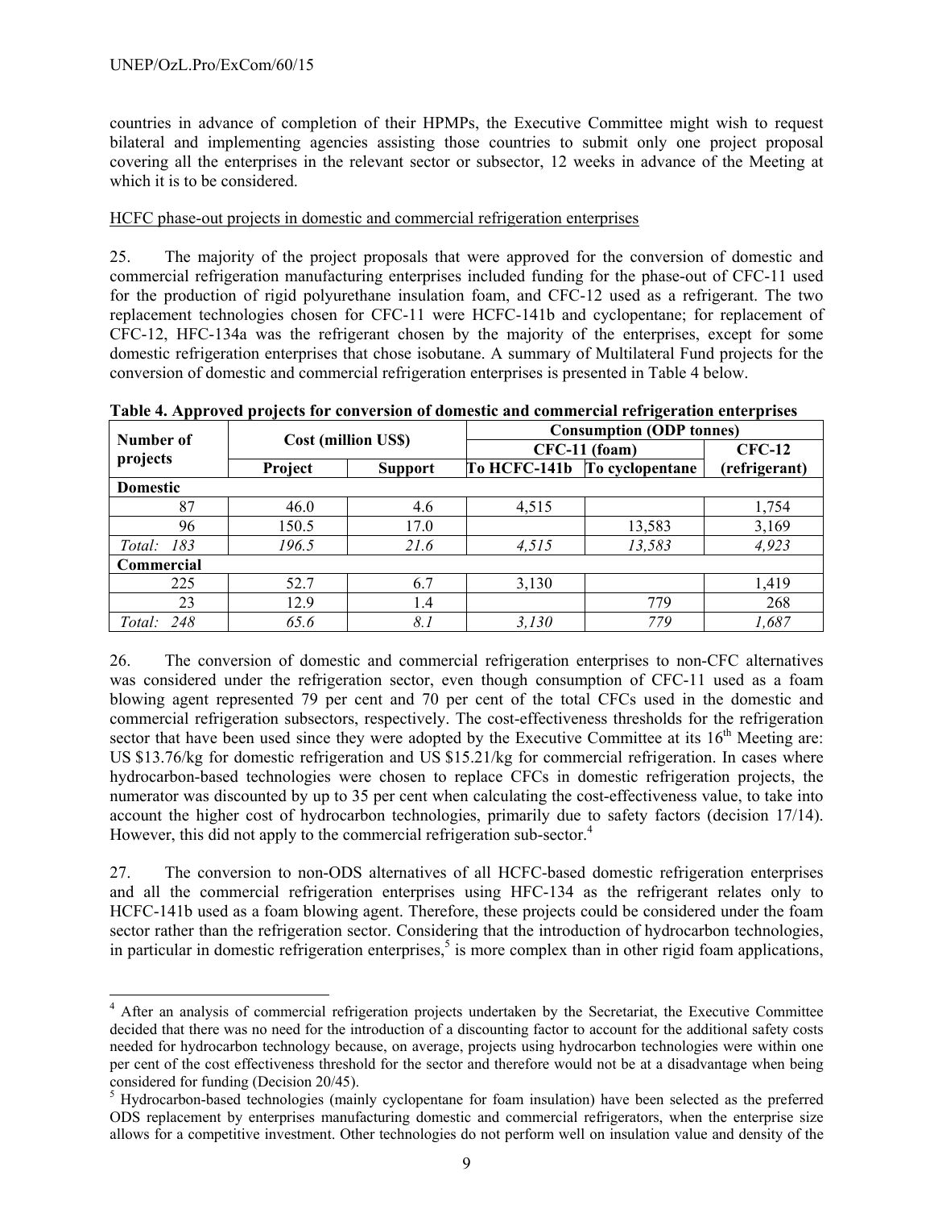countries in advance of completion of their HPMPs, the Executive Committee might wish to request bilateral and implementing agencies assisting those countries to submit only one project proposal covering all the enterprises in the relevant sector or subsector, 12 weeks in advance of the Meeting at which it is to be considered.

HCFC phase-out projects in domestic and commercial refrigeration enterprises

25. The majority of the project proposals that were approved for the conversion of domestic and commercial refrigeration manufacturing enterprises included funding for the phase-out of CFC-11 used for the production of rigid polyurethane insulation foam, and CFC-12 used as a refrigerant. The two replacement technologies chosen for CFC-11 were HCFC-141b and cyclopentane; for replacement of CFC-12, HFC-134a was the refrigerant chosen by the majority of the enterprises, except for some domestic refrigeration enterprises that chose isobutane. A summary of Multilateral Fund projects for the conversion of domestic and commercial refrigeration enterprises is presented in Table 4 below.

**Table 4. Approved projects for conversion of domestic and commercial refrigeration enterprises**

| Number of projects | Cost (million US$) | | Consumption (ODP tonnes) | | |
|---|---|---|---|---|---|
| | | | CFC-11 (foam) | | CFC-12 (refrigerant) |
| | Project | Support | To HCFC-141b | To cyclopentane | |
| **Domestic** | | | | | |
| 87 | 46.0 | 4.6 | 4,515 | | 1,754 |
| 96 | 150.5 | 17.0 | | 13,583 | 3,169 |
| *Total: 183* | *196.5* | *21.6* | *4,515* | *13,583* | *4,923* |
| **Commercial** | | | | | |
| 225 | 52.7 | 6.7 | 3,130 | | 1,419 |
| 23 | 12.9 | 1.4 | | 779 | 268 |
| *Total: 248* | *65.6* | *8.1* | *3,130* | *779* | *1,687* |

26. The conversion of domestic and commercial refrigeration enterprises to non-CFC alternatives was considered under the refrigeration sector, even though consumption of CFC-11 used as a foam blowing agent represented 79 per cent and 70 per cent of the total CFCs used in the domestic and commercial refrigeration subsectors, respectively. The cost-effectiveness thresholds for the refrigeration sector that have been used since they were adopted by the Executive Committee at its 16th Meeting are: US $13.76/kg for domestic refrigeration and US $15.21/kg for commercial refrigeration. In cases where hydrocarbon-based technologies were chosen to replace CFCs in domestic refrigeration projects, the numerator was discounted by up to 35 per cent when calculating the cost-effectiveness value, to take into account the higher cost of hydrocarbon technologies, primarily due to safety factors (decision 17/14). However, this did not apply to the commercial refrigeration sub-sector.[4]

27. The conversion to non-ODS alternatives of all HCFC-based domestic refrigeration enterprises and all the commercial refrigeration enterprises using HFC-134 as the refrigerant relates only to HCFC-141b used as a foam blowing agent. Therefore, these projects could be considered under the foam sector rather than the refrigeration sector. Considering that the introduction of hydrocarbon technologies, in particular in domestic refrigeration enterprises,[5] is more complex than in other rigid foam applications,

[4] After an analysis of commercial refrigeration projects undertaken by the Secretariat, the Executive Committee decided that there was no need for the introduction of a discounting factor to account for the additional safety costs needed for hydrocarbon technology because, on average, projects using hydrocarbon technologies were within one per cent of the cost effectiveness threshold for the sector and therefore would not be at a disadvantage when being considered for funding (Decision 20/45).

[5] Hydrocarbon-based technologies (mainly cyclopentane for foam insulation) have been selected as the preferred ODS replacement by enterprises manufacturing domestic and commercial refrigerators, when the enterprise size allows for a competitive investment. Other technologies do not perform well on insulation value and density of the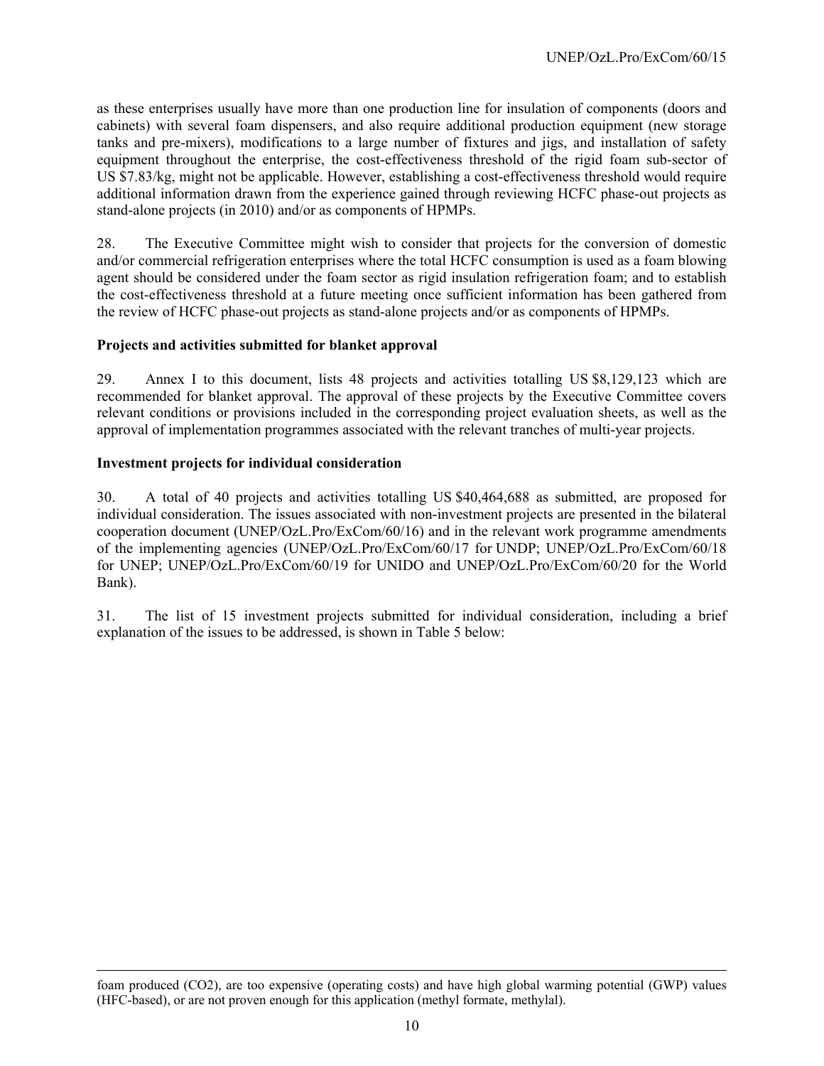as these enterprises usually have more than one production line for insulation of components (doors and cabinets) with several foam dispensers, and also require additional production equipment (new storage tanks and pre-mixers), modifications to a large number of fixtures and jigs, and installation of safety equipment throughout the enterprise, the cost-effectiveness threshold of the rigid foam sub-sector of US $7.83/kg, might not be applicable. However, establishing a cost-effectiveness threshold would require additional information drawn from the experience gained through reviewing HCFC phase-out projects as stand-alone projects (in 2010) and/or as components of HPMPs.

28. The Executive Committee might wish to consider that projects for the conversion of domestic and/or commercial refrigeration enterprises where the total HCFC consumption is used as a foam blowing agent should be considered under the foam sector as rigid insulation refrigeration foam; and to establish the cost-effectiveness threshold at a future meeting once sufficient information has been gathered from the review of HCFC phase-out projects as stand-alone projects and/or as components of HPMPs.

**Projects and activities submitted for blanket approval**

29. Annex I to this document, lists 48 projects and activities totalling US $8,129,123 which are recommended for blanket approval. The approval of these projects by the Executive Committee covers relevant conditions or provisions included in the corresponding project evaluation sheets, as well as the approval of implementation programmes associated with the relevant tranches of multi-year projects.

**Investment projects for individual consideration**

30. A total of 40 projects and activities totalling US $40,464,688 as submitted, are proposed for individual consideration. The issues associated with non-investment projects are presented in the bilateral cooperation document (UNEP/OzL.Pro/ExCom/60/16) and in the relevant work programme amendments of the implementing agencies (UNEP/OzL.Pro/ExCom/60/17 for UNDP; UNEP/OzL.Pro/ExCom/60/18 for UNEP; UNEP/OzL.Pro/ExCom/60/19 for UNIDO and UNEP/OzL.Pro/ExCom/60/20 for the World Bank).

31. The list of 15 investment projects submitted for individual consideration, including a brief explanation of the issues to be addressed, is shown in Table 5 below:

---

foam produced ($CO_2$), are too expensive (operating costs) and have high global warming potential (GWP) values (HFC-based), or are not proven enough for this application (methyl formate, methylal).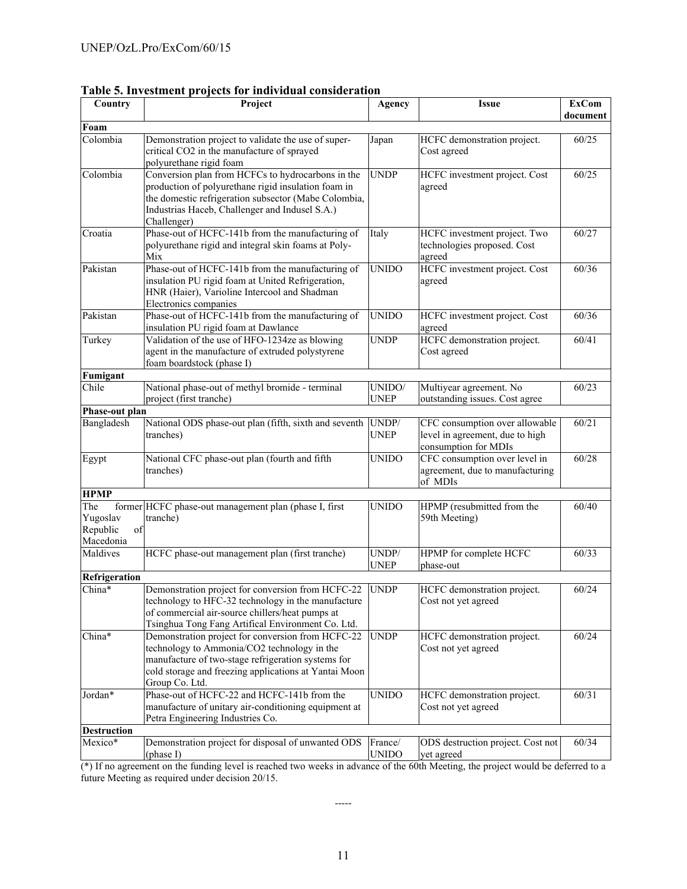**Table 5. Investment projects for individual consideration**

| Country | Project | Agency | Issue | ExCom document |
|---|---|---|---|---|
| **Foam** | | | | |
| Colombia | Demonstration project to validate the use of super-critical CO2 in the manufacture of sprayed polyurethane rigid foam | Japan | HCFC demonstration project. Cost agreed | 60/25 |
| Colombia | Conversion plan from HCFCs to hydrocarbons in the production of polyurethane rigid insulation foam in the domestic refrigeration subsector (Mabe Colombia, Industrias Haceb, Challenger and Indusel S.A.) Challenger) | UNDP | HCFC investment project. Cost agreed | 60/25 |
| Croatia | Phase-out of HCFC-141b from the manufacturing of polyurethane rigid and integral skin foams at Poly-Mix | Italy | HCFC investment project. Two technologies proposed. Cost agreed | 60/27 |
| Pakistan | Phase-out of HCFC-141b from the manufacturing of insulation PU rigid foam at United Refrigeration, HNR (Haier), Varioline Intercool and Shadman Electronics companies | UNIDO | HCFC investment project. Cost agreed | 60/36 |
| Pakistan | Phase-out of HCFC-141b from the manufacturing of insulation PU rigid foam at Dawlance | UNIDO | HCFC investment project. Cost agreed | 60/36 |
| Turkey | Validation of the use of HFO-1234ze as blowing agent in the manufacture of extruded polystyrene foam boardstock (phase I) | UNDP | HCFC demonstration project. Cost agreed | 60/41 |
| **Fumigant** | | | | |
| Chile | National phase-out of methyl bromide - terminal project (first tranche) | UNIDO/ UNEP | Multiyear agreement. No outstanding issues. Cost agree | 60/23 |
| **Phase-out plan** | | | | |
| Bangladesh | National ODS phase-out plan (fifth, sixth and seventh tranches) | UNDP/ UNEP | CFC consumption over allowable level in agreement, due to high consumption for MDIs | 60/21 |
| Egypt | National CFC phase-out plan (fourth and fifth tranches) | UNIDO | CFC consumption over level in agreement, due to manufacturing of MDIs | 60/28 |
| **HPMP** | | | | |
| The former Yugoslav Republic of Macedonia | HCFC phase-out management plan (phase I, first tranche) | UNIDO | HPMP (resubmitted from the 59th Meeting) | 60/40 |
| Maldives | HCFC phase-out management plan (first tranche) | UNDP/ UNEP | HPMP for complete HCFC phase-out | 60/33 |
| **Refrigeration** | | | | |
| China* | Demonstration project for conversion from HCFC-22 technology to HFC-32 technology in the manufacture of commercial air-source chillers/heat pumps at Tsinghua Tong Fang Artifical Environment Co. Ltd. | UNDP | HCFC demonstration project. Cost not yet agreed | 60/24 |
| China* | Demonstration project for conversion from HCFC-22 technology to Ammonia/CO2 technology in the manufacture of two-stage refrigeration systems for cold storage and freezing applications at Yantai Moon Group Co. Ltd. | UNDP | HCFC demonstration project. Cost not yet agreed | 60/24 |
| Jordan* | Phase-out of HCFC-22 and HCFC-141b from the manufacture of unitary air-conditioning equipment at Petra Engineering Industries Co. | UNIDO | HCFC demonstration project. Cost not yet agreed | 60/31 |
| **Destruction** | | | | |
| Mexico* | Demonstration project for disposal of unwanted ODS (phase I) | France/ UNIDO | ODS destruction project. Cost not yet agreed | 60/34 |

(*) If no agreement on the funding level is reached two weeks in advance of the 60th Meeting, the project would be deferred to a future Meeting as required under decision 20/15.

-----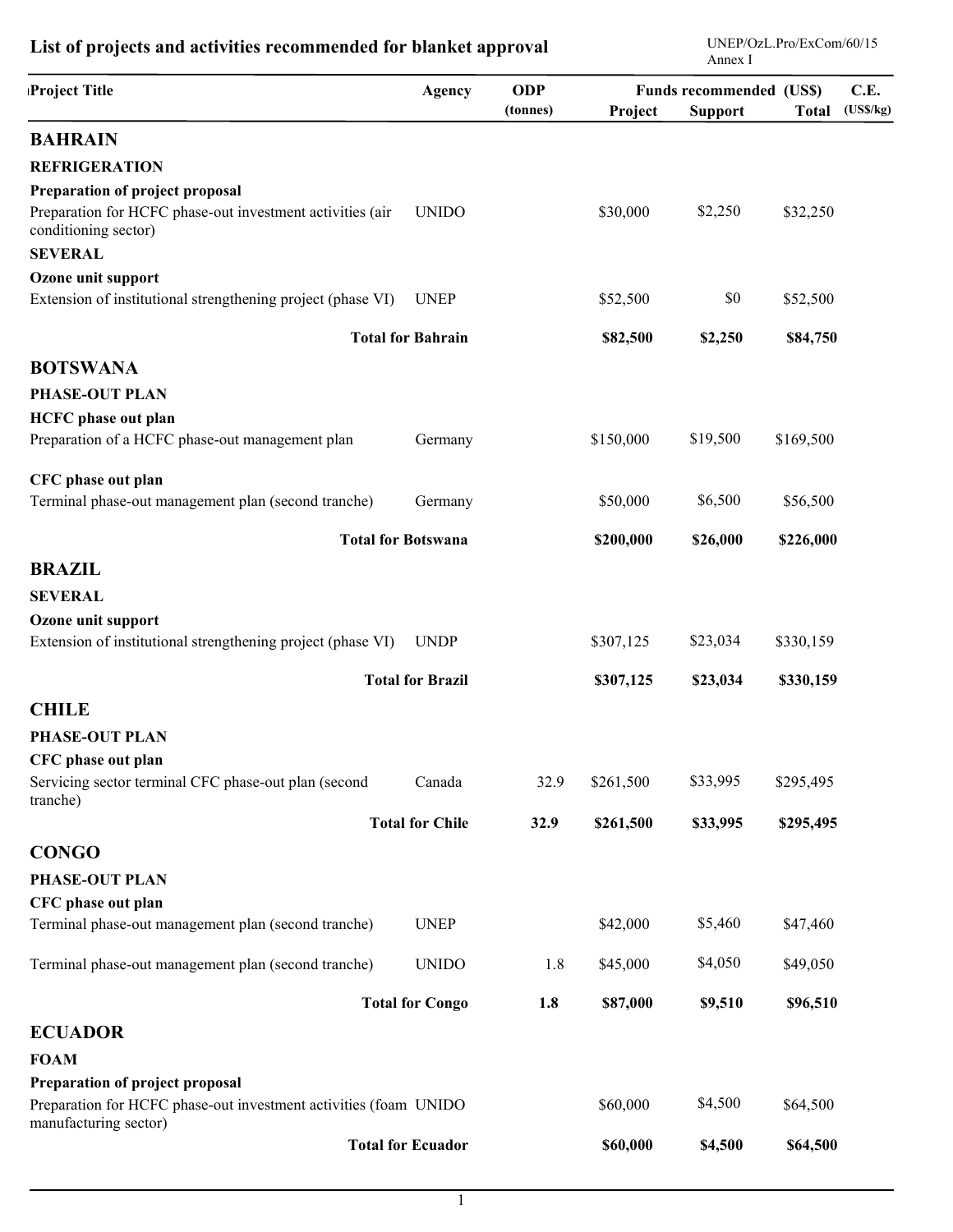## List of projects and activities recommended for blanket approval

UNEP/OzL.Pro/ExCom/60/15
Annex I

| Project Title | Agency | ODP (tonnes) | Funds recommended (US$) Project | Support | Total | C.E. (US$/kg) |
|---|---|---|---|---|---|---|
| **BAHRAIN** | | | | | | |
| **REFRIGERATION** | | | | | | |
| **Preparation of project proposal** | | | | | | |
| Preparation for HCFC phase-out investment activities (air conditioning sector) | UNIDO | | $30,000 | $2,250 | $32,250 | |
| **SEVERAL** | | | | | | |
| **Ozone unit support** | | | | | | |
| Extension of institutional strengthening project (phase VI) | UNEP | | $52,500 | $0 | $52,500 | |
| **Total for Bahrain** | | | **$82,500** | **$2,250** | **$84,750** | |
| **BOTSWANA** | | | | | | |
| **PHASE-OUT PLAN** | | | | | | |
| **HCFC phase out plan** | | | | | | |
| Preparation of a HCFC phase-out management plan | Germany | | $150,000 | $19,500 | $169,500 | |
| **CFC phase out plan** | | | | | | |
| Terminal phase-out management plan (second tranche) | Germany | | $50,000 | $6,500 | $56,500 | |
| **Total for Botswana** | | | **$200,000** | **$26,000** | **$226,000** | |
| **BRAZIL** | | | | | | |
| **SEVERAL** | | | | | | |
| **Ozone unit support** | | | | | | |
| Extension of institutional strengthening project (phase VI) | UNDP | | $307,125 | $23,034 | $330,159 | |
| **Total for Brazil** | | | **$307,125** | **$23,034** | **$330,159** | |
| **CHILE** | | | | | | |
| **PHASE-OUT PLAN** | | | | | | |
| **CFC phase out plan** | | | | | | |
| Servicing sector terminal CFC phase-out plan (second tranche) | Canada | 32.9 | $261,500 | $33,995 | $295,495 | |
| **Total for Chile** | | **32.9** | **$261,500** | **$33,995** | **$295,495** | |
| **CONGO** | | | | | | |
| **PHASE-OUT PLAN** | | | | | | |
| **CFC phase out plan** | | | | | | |
| Terminal phase-out management plan (second tranche) | UNEP | | $42,000 | $5,460 | $47,460 | |
| Terminal phase-out management plan (second tranche) | UNIDO | 1.8 | $45,000 | $4,050 | $49,050 | |
| **Total for Congo** | | **1.8** | **$87,000** | **$9,510** | **$96,510** | |
| **ECUADOR** | | | | | | |
| **FOAM** | | | | | | |
| **Preparation of project proposal** | | | | | | |
| Preparation for HCFC phase-out investment activities (foam manufacturing sector) | UNIDO | | $60,000 | $4,500 | $64,500 | |
| **Total for Ecuador** | | | **$60,000** | **$4,500** | **$64,500** | |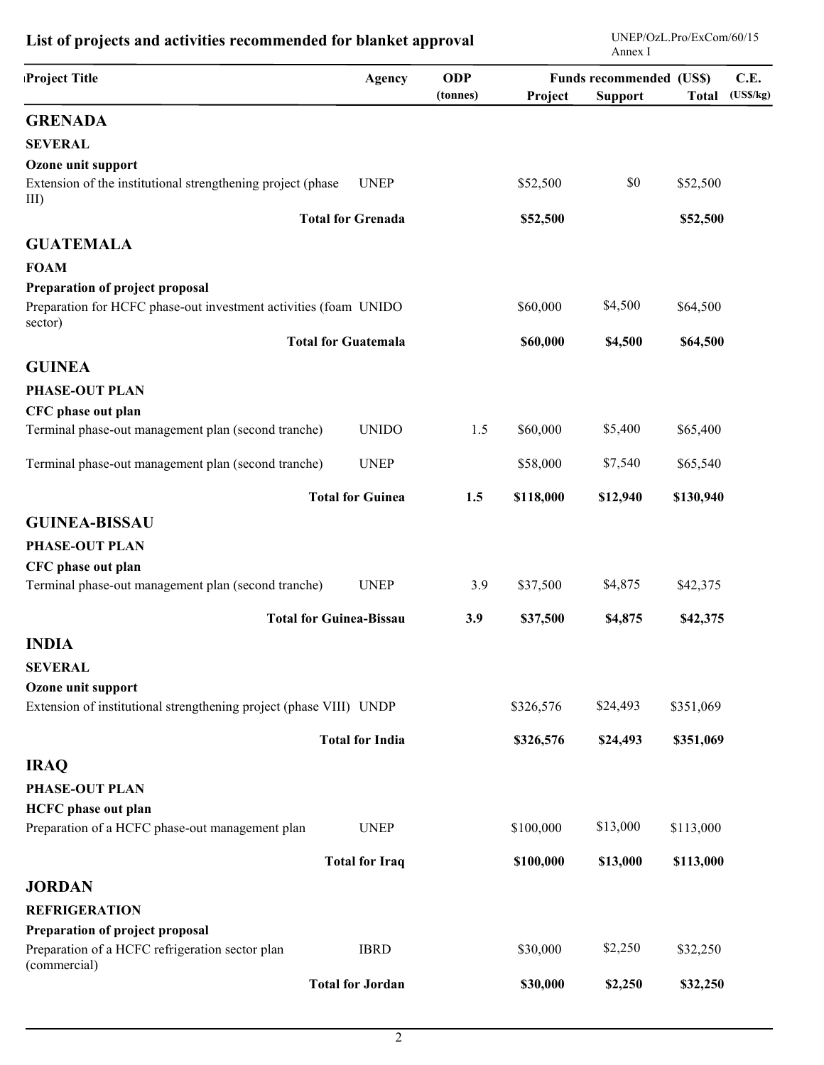## List of projects and activities recommended for blanket approval

| Project Title | Agency | ODP (tonnes) | Funds recommended (US$) Project | Support | Total | C.E. (US$/kg) |
|---|---|---|---|---|---|---|
| **GRENADA** | | | | | | |
| **SEVERAL** | | | | | | |
| **Ozone unit support** | | | | | | |
| Extension of the institutional strengthening project (phase III) | UNEP | | $52,500 | $0 | $52,500 | |
| **Total for Grenada** | | | **$52,500** | | **$52,500** | |
| **GUATEMALA** | | | | | | |
| **FOAM** | | | | | | |
| **Preparation of project proposal** | | | | | | |
| Preparation for HCFC phase-out investment activities (foam sector) | UNIDO | | $60,000 | $4,500 | $64,500 | |
| **Total for Guatemala** | | | **$60,000** | **$4,500** | **$64,500** | |
| **GUINEA** | | | | | | |
| **PHASE-OUT PLAN** | | | | | | |
| **CFC phase out plan** | | | | | | |
| Terminal phase-out management plan (second tranche) | UNIDO | 1.5 | $60,000 | $5,400 | $65,400 | |
| Terminal phase-out management plan (second tranche) | UNEP | | $58,000 | $7,540 | $65,540 | |
| **Total for Guinea** | | **1.5** | **$118,000** | **$12,940** | **$130,940** | |
| **GUINEA-BISSAU** | | | | | | |
| **PHASE-OUT PLAN** | | | | | | |
| **CFC phase out plan** | | | | | | |
| Terminal phase-out management plan (second tranche) | UNEP | 3.9 | $37,500 | $4,875 | $42,375 | |
| **Total for Guinea-Bissau** | | **3.9** | **$37,500** | **$4,875** | **$42,375** | |
| **INDIA** | | | | | | |
| **SEVERAL** | | | | | | |
| **Ozone unit support** | | | | | | |
| Extension of institutional strengthening project (phase VIII) | UNDP | | $326,576 | $24,493 | $351,069 | |
| **Total for India** | | | **$326,576** | **$24,493** | **$351,069** | |
| **IRAQ** | | | | | | |
| **PHASE-OUT PLAN** | | | | | | |
| **HCFC phase out plan** | | | | | | |
| Preparation of a HCFC phase-out management plan | UNEP | | $100,000 | $13,000 | $113,000 | |
| **Total for Iraq** | | | **$100,000** | **$13,000** | **$113,000** | |
| **JORDAN** | | | | | | |
| **REFRIGERATION** | | | | | | |
| **Preparation of project proposal** | | | | | | |
| Preparation of a HCFC refrigeration sector plan (commercial) | IBRD | | $30,000 | $2,250 | $32,250 | |
| **Total for Jordan** | | | **$30,000** | **$2,250** | **$32,250** | |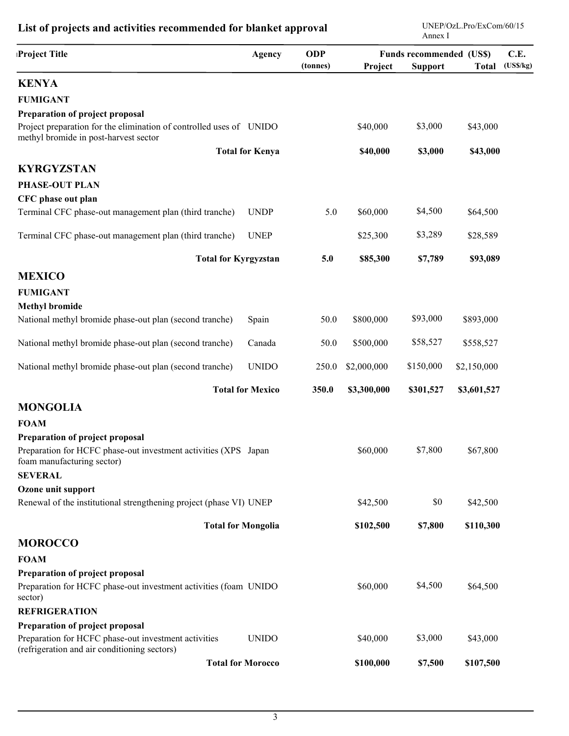## List of projects and activities recommended for blanket approval

| Project Title | Agency | ODP (tonnes) | Funds recommended (US$) Project | Support | Total | C.E. (US$/kg) |
|---|---|---|---|---|---|---|
| **KENYA** | | | | | | |
| **FUMIGANT** | | | | | | |
| **Preparation of project proposal** | | | | | | |
| Project preparation for the elimination of controlled uses of methyl bromide in post-harvest sector | UNIDO | | $40,000 | $3,000 | $43,000 | |
| **Total for Kenya** | | | **$40,000** | **$3,000** | **$43,000** | |
| **KYRGYZSTAN** | | | | | | |
| **PHASE-OUT PLAN** | | | | | | |
| **CFC phase out plan** | | | | | | |
| Terminal CFC phase-out management plan (third tranche) | UNDP | 5.0 | $60,000 | $4,500 | $64,500 | |
| Terminal CFC phase-out management plan (third tranche) | UNEP | | $25,300 | $3,289 | $28,589 | |
| **Total for Kyrgyzstan** | | **5.0** | **$85,300** | **$7,789** | **$93,089** | |
| **MEXICO** | | | | | | |
| **FUMIGANT** | | | | | | |
| **Methyl bromide** | | | | | | |
| National methyl bromide phase-out plan (second tranche) | Spain | 50.0 | $800,000 | $93,000 | $893,000 | |
| National methyl bromide phase-out plan (second tranche) | Canada | 50.0 | $500,000 | $58,527 | $558,527 | |
| National methyl bromide phase-out plan (second tranche) | UNIDO | 250.0 | $2,000,000 | $150,000 | $2,150,000 | |
| **Total for Mexico** | | **350.0** | **$3,300,000** | **$301,527** | **$3,601,527** | |
| **MONGOLIA** | | | | | | |
| **FOAM** | | | | | | |
| **Preparation of project proposal** | | | | | | |
| Preparation for HCFC phase-out investment activities (XPS foam manufacturing sector) | Japan | | $60,000 | $7,800 | $67,800 | |
| **SEVERAL** | | | | | | |
| **Ozone unit support** | | | | | | |
| Renewal of the institutional strengthening project (phase VI) | UNEP | | $42,500 | $0 | $42,500 | |
| **Total for Mongolia** | | | **$102,500** | **$7,800** | **$110,300** | |
| **MOROCCO** | | | | | | |
| **FOAM** | | | | | | |
| **Preparation of project proposal** | | | | | | |
| Preparation for HCFC phase-out investment activities (foam sector) | UNIDO | | $60,000 | $4,500 | $64,500 | |
| **REFRIGERATION** | | | | | | |
| **Preparation of project proposal** | | | | | | |
| Preparation for HCFC phase-out investment activities (refrigeration and air conditioning sectors) | UNIDO | | $40,000 | $3,000 | $43,000 | |
| **Total for Morocco** | | | **$100,000** | **$7,500** | **$107,500** | |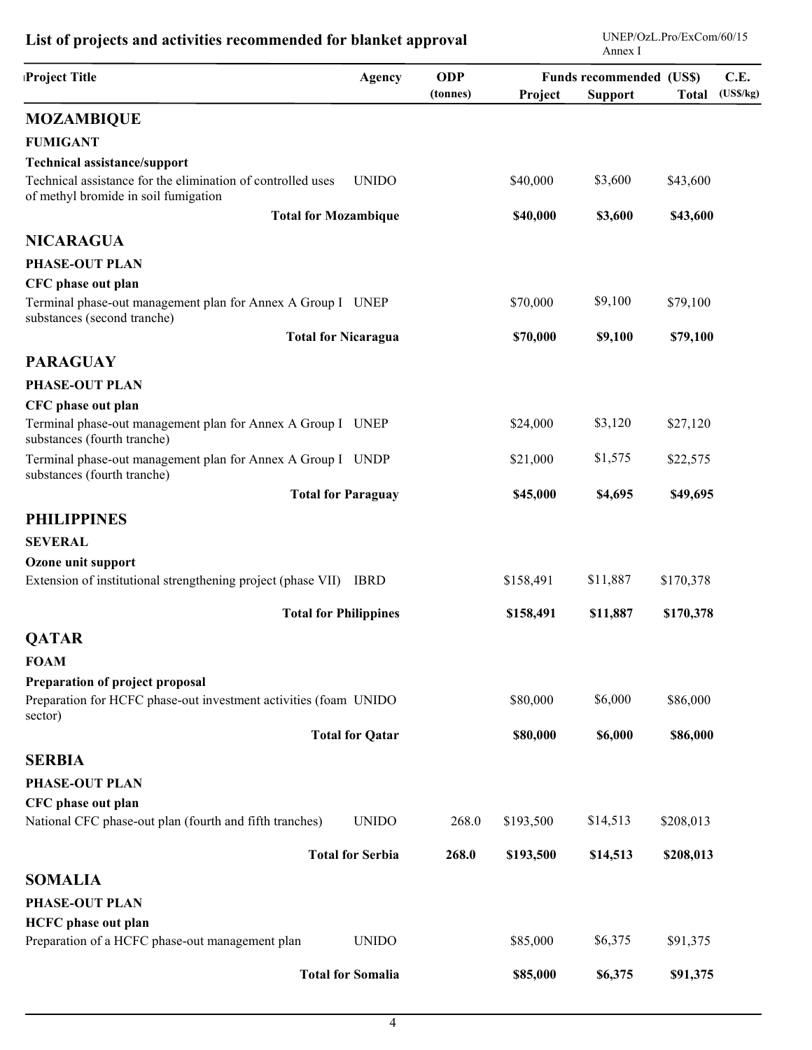## List of projects and activities recommended for blanket approval

| Project Title | Agency | ODP (tonnes) | Funds recommended (US$) Project | Support | Total | C.E. (US$/kg) |
|---|---|---|---|---|---|---|
| **MOZAMBIQUE** | | | | | | |
| **FUMIGANT** | | | | | | |
| **Technical assistance/support** | | | | | | |
| Technical assistance for the elimination of controlled uses of methyl bromide in soil fumigation | UNIDO | | $40,000 | $3,600 | $43,600 | |
| **Total for Mozambique** | | | **$40,000** | **$3,600** | **$43,600** | |
| **NICARAGUA** | | | | | | |
| **PHASE-OUT PLAN** | | | | | | |
| **CFC phase out plan** | | | | | | |
| Terminal phase-out management plan for Annex A Group I substances (second tranche) | UNEP | | $70,000 | $9,100 | $79,100 | |
| **Total for Nicaragua** | | | **$70,000** | **$9,100** | **$79,100** | |
| **PARAGUAY** | | | | | | |
| **PHASE-OUT PLAN** | | | | | | |
| **CFC phase out plan** | | | | | | |
| Terminal phase-out management plan for Annex A Group I substances (fourth tranche) | UNEP | | $24,000 | $3,120 | $27,120 | |
| Terminal phase-out management plan for Annex A Group I substances (fourth tranche) | UNDP | | $21,000 | $1,575 | $22,575 | |
| **Total for Paraguay** | | | **$45,000** | **$4,695** | **$49,695** | |
| **PHILIPPINES** | | | | | | |
| **SEVERAL** | | | | | | |
| **Ozone unit support** | | | | | | |
| Extension of institutional strengthening project (phase VII) | IBRD | | $158,491 | $11,887 | $170,378 | |
| **Total for Philippines** | | | **$158,491** | **$11,887** | **$170,378** | |
| **QATAR** | | | | | | |
| **FOAM** | | | | | | |
| **Preparation of project proposal** | | | | | | |
| Preparation for HCFC phase-out investment activities (foam sector) | UNIDO | | $80,000 | $6,000 | $86,000 | |
| **Total for Qatar** | | | **$80,000** | **$6,000** | **$86,000** | |
| **SERBIA** | | | | | | |
| **PHASE-OUT PLAN** | | | | | | |
| **CFC phase out plan** | | | | | | |
| National CFC phase-out plan (fourth and fifth tranches) | UNIDO | 268.0 | $193,500 | $14,513 | $208,013 | |
| **Total for Serbia** | | **268.0** | **$193,500** | **$14,513** | **$208,013** | |
| **SOMALIA** | | | | | | |
| **PHASE-OUT PLAN** | | | | | | |
| **HCFC phase out plan** | | | | | | |
| Preparation of a HCFC phase-out management plan | UNIDO | | $85,000 | $6,375 | $91,375 | |
| **Total for Somalia** | | | **$85,000** | **$6,375** | **$91,375** | |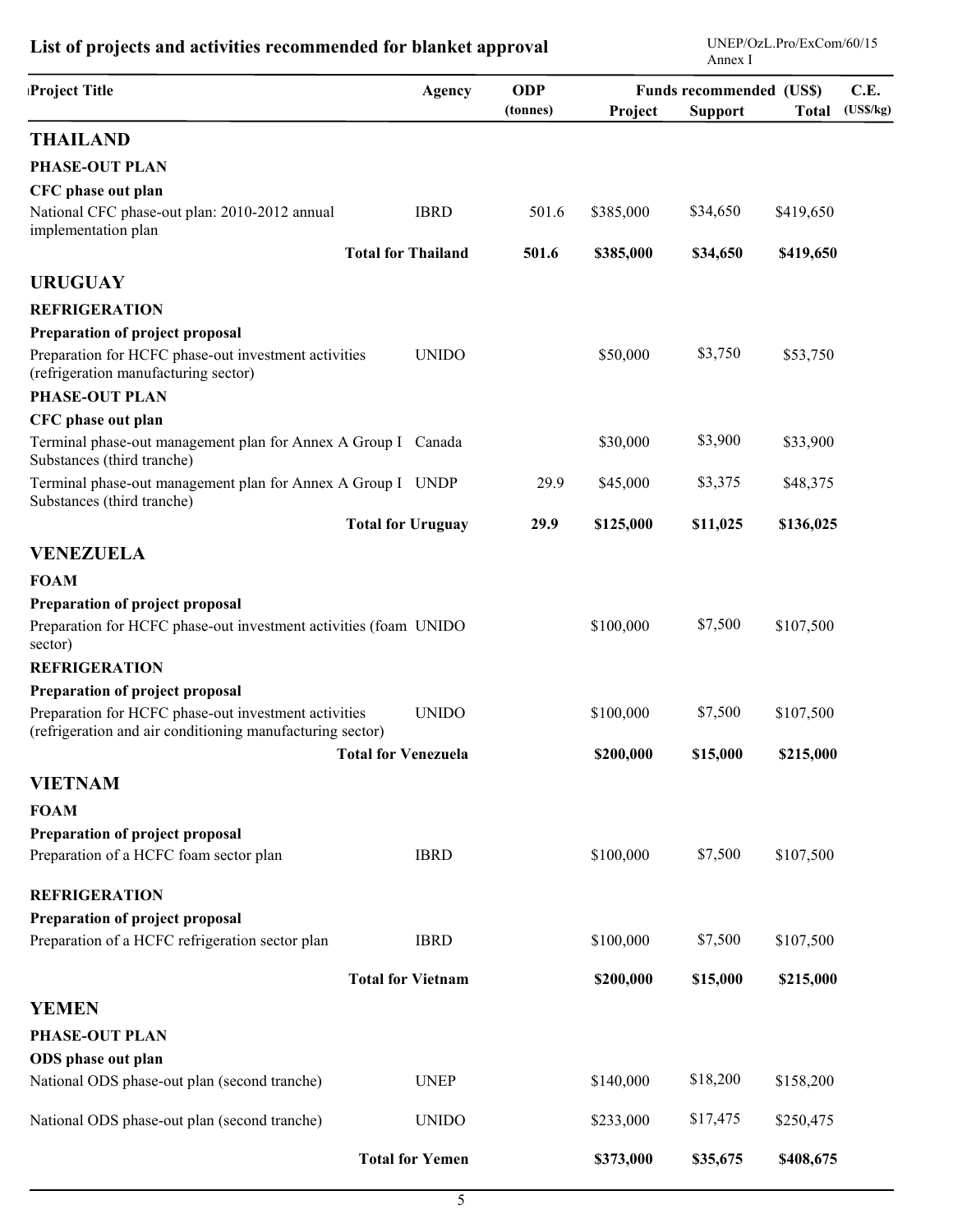## List of projects and activities recommended for blanket approval

| Project Title | Agency | ODP (tonnes) | Funds recommended (US$) Project | Support | Total | C.E. (US$/kg) |
|---|---|---|---|---|---|---|
| **THAILAND** | | | | | | |
| **PHASE-OUT PLAN** | | | | | | |
| **CFC phase out plan** | | | | | | |
| National CFC phase-out plan: 2010-2012 annual implementation plan | IBRD | 501.6 | $385,000 | $34,650 | $419,650 | |
| **Total for Thailand** | | **501.6** | **$385,000** | **$34,650** | **$419,650** | |
| **URUGUAY** | | | | | | |
| **REFRIGERATION** | | | | | | |
| **Preparation of project proposal** | | | | | | |
| Preparation for HCFC phase-out investment activities (refrigeration manufacturing sector) | UNIDO | | $50,000 | $3,750 | $53,750 | |
| **PHASE-OUT PLAN** | | | | | | |
| **CFC phase out plan** | | | | | | |
| Terminal phase-out management plan for Annex A Group I Substances (third tranche) | Canada | | $30,000 | $3,900 | $33,900 | |
| Terminal phase-out management plan for Annex A Group I Substances (third tranche) | UNDP | 29.9 | $45,000 | $3,375 | $48,375 | |
| **Total for Uruguay** | | **29.9** | **$125,000** | **$11,025** | **$136,025** | |
| **VENEZUELA** | | | | | | |
| **FOAM** | | | | | | |
| **Preparation of project proposal** | | | | | | |
| Preparation for HCFC phase-out investment activities (foam sector) | UNIDO | | $100,000 | $7,500 | $107,500 | |
| **REFRIGERATION** | | | | | | |
| **Preparation of project proposal** | | | | | | |
| Preparation for HCFC phase-out investment activities (refrigeration and air conditioning manufacturing sector) | UNIDO | | $100,000 | $7,500 | $107,500 | |
| **Total for Venezuela** | | | **$200,000** | **$15,000** | **$215,000** | |
| **VIETNAM** | | | | | | |
| **FOAM** | | | | | | |
| **Preparation of project proposal** | | | | | | |
| Preparation of a HCFC foam sector plan | IBRD | | $100,000 | $7,500 | $107,500 | |
| **REFRIGERATION** | | | | | | |
| **Preparation of project proposal** | | | | | | |
| Preparation of a HCFC refrigeration sector plan | IBRD | | $100,000 | $7,500 | $107,500 | |
| **Total for Vietnam** | | | **$200,000** | **$15,000** | **$215,000** | |
| **YEMEN** | | | | | | |
| **PHASE-OUT PLAN** | | | | | | |
| **ODS phase out plan** | | | | | | |
| National ODS phase-out plan (second tranche) | UNEP | | $140,000 | $18,200 | $158,200 | |
| National ODS phase-out plan (second tranche) | UNIDO | | $233,000 | $17,475 | $250,475 | |
| **Total for Yemen** | | | **$373,000** | **$35,675** | **$408,675** | |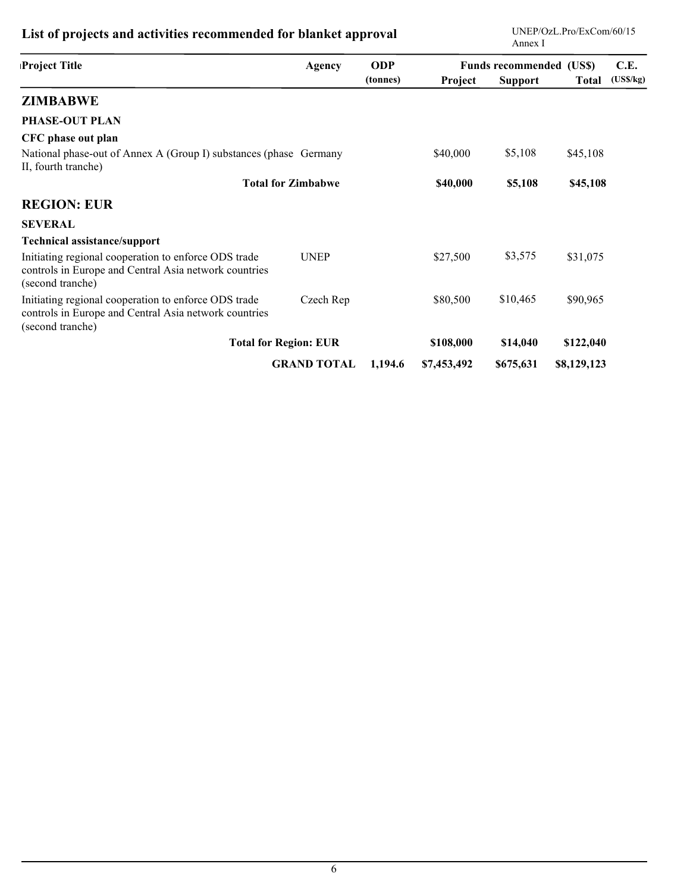# List of projects and activities recommended for blanket approval

| Project Title | Agency | ODP (tonnes) | Funds recommended (US$) Project | Support | Total | C.E. (US$/kg) |
|---|---|---|---|---|---|---|
| **ZIMBABWE** | | | | | | |
| **PHASE-OUT PLAN** | | | | | | |
| **CFC phase out plan** | | | | | | |
| National phase-out of Annex A (Group I) substances (phase II, fourth tranche) | Germany | | $40,000 | $5,108 | $45,108 | |
| **Total for Zimbabwe** | | | **$40,000** | **$5,108** | **$45,108** | |
| **REGION: EUR** | | | | | | |
| **SEVERAL** | | | | | | |
| **Technical assistance/support** | | | | | | |
| Initiating regional cooperation to enforce ODS trade controls in Europe and Central Asia network countries (second tranche) | UNEP | | $27,500 | $3,575 | $31,075 | |
| Initiating regional cooperation to enforce ODS trade controls in Europe and Central Asia network countries (second tranche) | Czech Rep | | $80,500 | $10,465 | $90,965 | |
| **Total for Region: EUR** | | | **$108,000** | **$14,040** | **$122,040** | |
| **GRAND TOTAL** | | **1,194.6** | **$7,453,492** | **$675,631** | **$8,129,123** | |